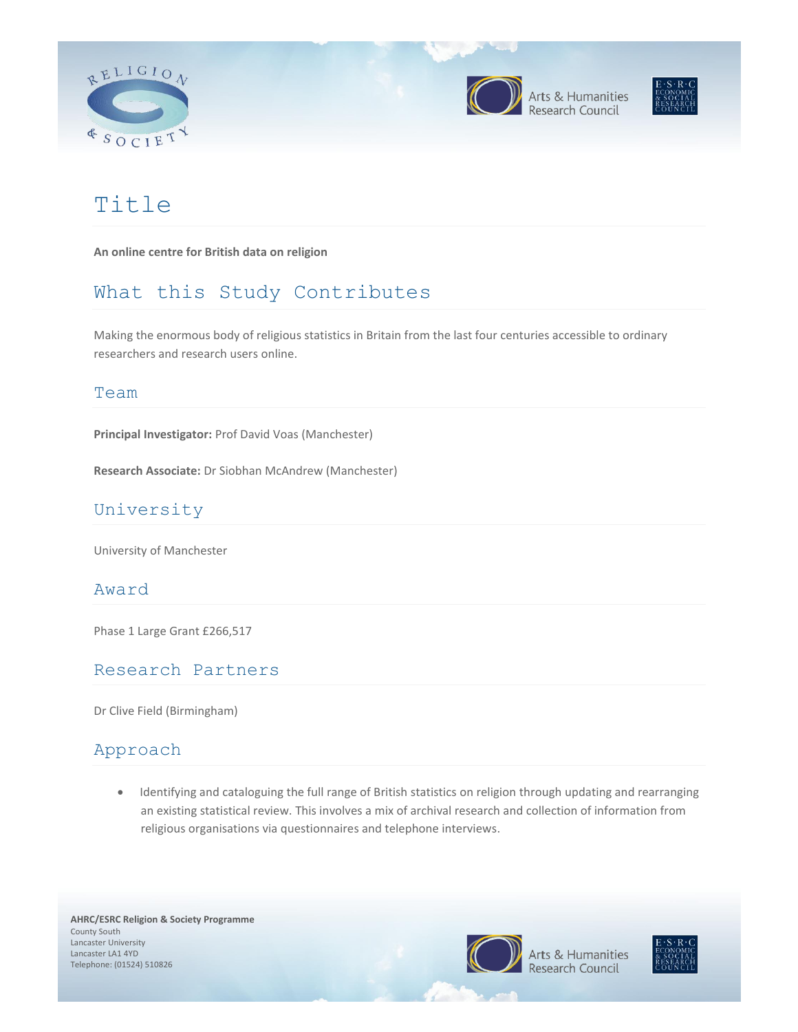# Title

**An online centre for British data on religion**

## What this Study Contributes

Making the enormous body of religious statistics in Britain from the last four centuries accessible to ordinary researchers and research users online.

### Team

**Principal Investigator:** Prof David Voas (Manchester)

**Research Associate:** Dr Siobhan McAndrew (Manchester)

## University

University of Manchester

### Award

Phase 1 Large Grant £266,517

## Research Partners

Dr Clive Field (Birmingham)

## Approach

- Identifying and cataloguing the full range of British statistics on religion through updating and rearranging an existing statistical review. This involves a mix of archival research and collection of information from religious organisations via questionnaires and telephone interviews.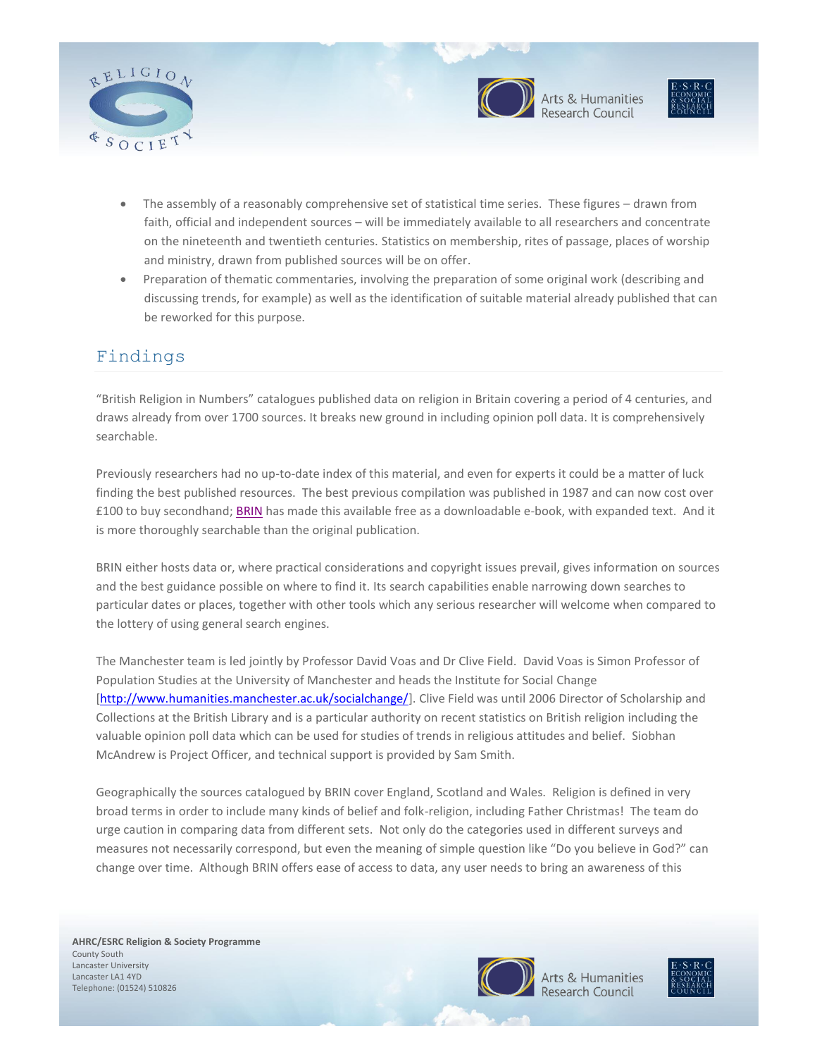- The assembly of a reasonably comprehensive set of statistical time series. These figures – drawn from faith, official and independent sources – will be immediately available to all researchers and concentrate on the nineteenth and twentieth centuries. Statistics on membership, rites of passage, places of worship and ministry, drawn from published sources will be on offer.
- Preparation of thematic commentaries, involving the preparation of some original work (describing and discussing trends, for example) as well as the identification of suitable material already published that can be reworked for this purpose.

## Findings

"British Religion in Numbers" catalogues published data on religion in Britain covering a period of 4 centuries, and draws already from over 1700 sources. It breaks new ground in including opinion poll data. It is comprehensively searchable.

Previously researchers had no up-to-date index of this material, and even for experts it could be a matter of luck finding the best published resources. The best previous compilation was published in 1987 and can now cost over £100 to buy secondhand; BRIN has made this available free as a downloadable e-book, with expanded text. And it is more thoroughly searchable than the original publication.

BRIN either hosts data or, where practical considerations and copyright issues prevail, gives information on sources and the best guidance possible on where to find it. Its search capabilities enable narrowing down searches to particular dates or places, together with other tools which any serious researcher will welcome when compared to the lottery of using general search engines.

The Manchester team is led jointly by Professor David Voas and Dr Clive Field. David Voas is Simon Professor of Population Studies at the University of Manchester and heads the Institute for Social Change [http://www.humanities.manchester.ac.uk/socialchange/]. Clive Field was until 2006 Director of Scholarship and Collections at the British Library and is a particular authority on recent statistics on British religion including the valuable opinion poll data which can be used for studies of trends in religious attitudes and belief. Siobhan McAndrew is Project Officer, and technical support is provided by Sam Smith.

Geographically the sources catalogued by BRIN cover England, Scotland and Wales. Religion is defined in very broad terms in order to include many kinds of belief and folk-religion, including Father Christmas! The team do urge caution in comparing data from different sets. Not only do the categories used in different surveys and measures not necessarily correspond, but even the meaning of simple question like "Do you believe in God?" can change over time. Although BRIN offers ease of access to data, any user needs to bring an awareness of this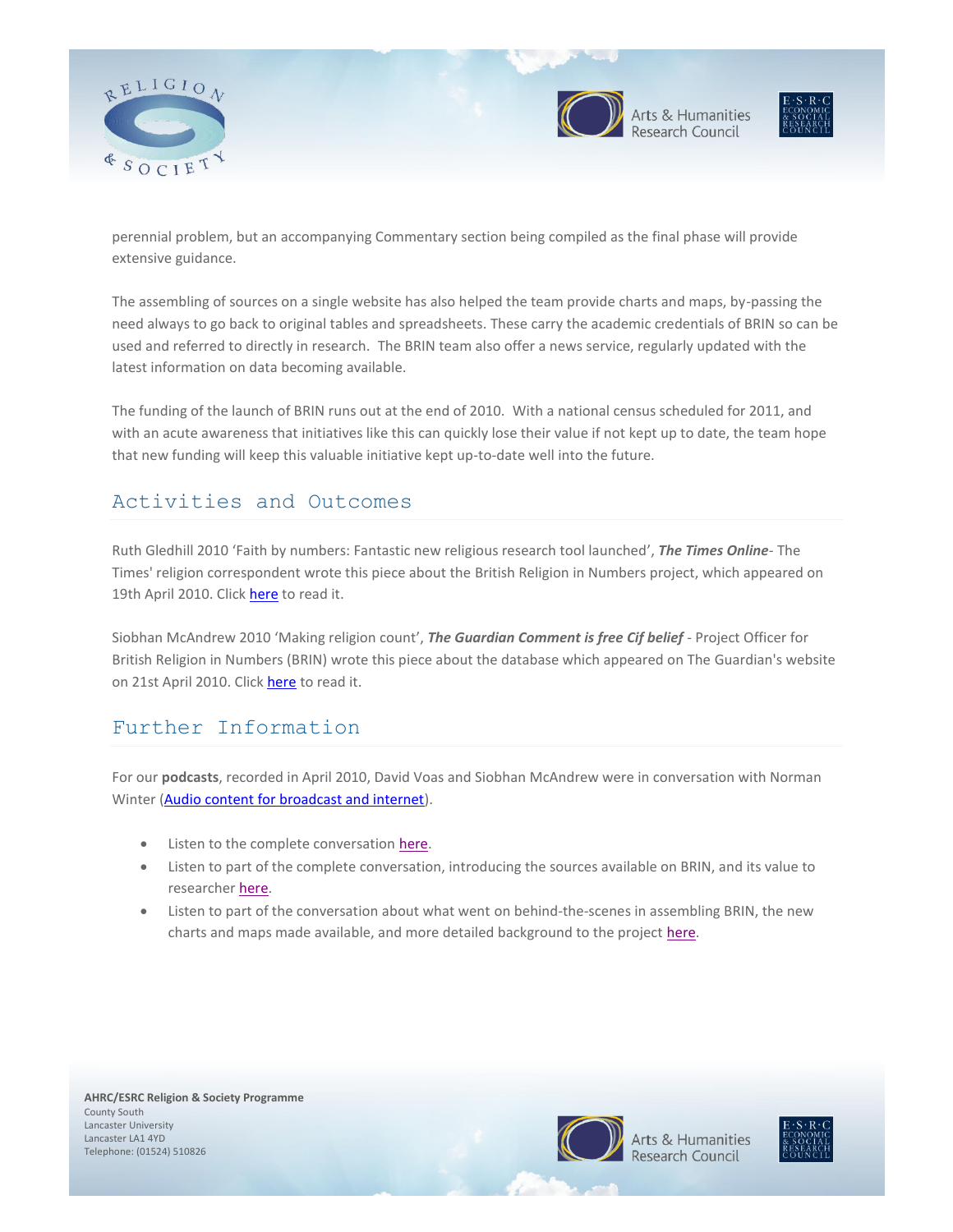perennial problem, but an accompanying Commentary section being compiled as the final phase will provide extensive guidance.

The assembling of sources on a single website has also helped the team provide charts and maps, by-passing the need always to go back to original tables and spreadsheets. These carry the academic credentials of BRIN so can be used and referred to directly in research. The BRIN team also offer a news service, regularly updated with the latest information on data becoming available.

The funding of the launch of BRIN runs out at the end of 2010. With a national census scheduled for 2011, and with an acute awareness that initiatives like this can quickly lose their value if not kept up to date, the team hope that new funding will keep this valuable initiative kept up-to-date well into the future.

## Activities and Outcomes

Ruth Gledhill 2010 'Faith by numbers: Fantastic new religious research tool launched', ***The Times Online***- The Times' religion correspondent wrote this piece about the British Religion in Numbers project, which appeared on 19th April 2010. Click here to read it.

Siobhan McAndrew 2010 'Making religion count', ***The Guardian Comment is free Cif belief*** - Project Officer for British Religion in Numbers (BRIN) wrote this piece about the database which appeared on The Guardian's website on 21st April 2010. Click here to read it.

## Further Information

For our **podcasts**, recorded in April 2010, David Voas and Siobhan McAndrew were in conversation with Norman Winter (Audio content for broadcast and internet).

- Listen to the complete conversation here.
- Listen to part of the complete conversation, introducing the sources available on BRIN, and its value to researcher here.
- Listen to part of the conversation about what went on behind-the-scenes in assembling BRIN, the new charts and maps made available, and more detailed background to the project here.